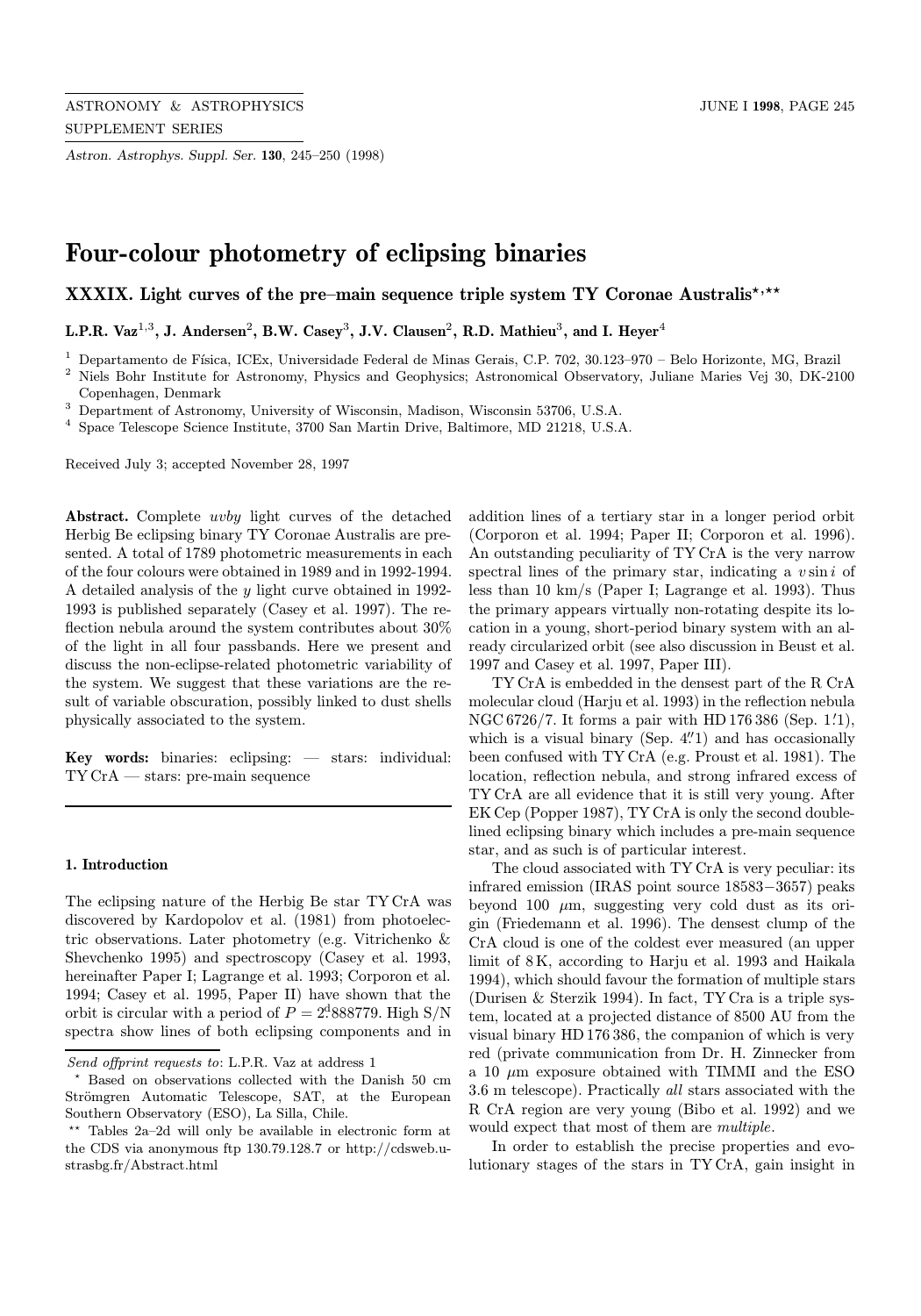# Four-colour photometry of eclipsing binaries

## XXXIX. Light curves of the pre–main sequence triple system TY Coronae Australis[⋆,⋆⋆]

**L.P.R. Vaz[1,3], J. Andersen[2], B.W. Casey[3], J.V. Clausen[2], R.D. Mathieu[3], and I. Heyer[4]**

[1] Departamento de Física, ICEx, Universidade Federal de Minas Gerais, C.P. 702, 30.123–970 – Belo Horizonte, MG, Brazil
[2] Niels Bohr Institute for Astronomy, Physics and Geophysics; Astronomical Observatory, Juliane Maries Vej 30, DK-2100 Copenhagen, Denmark
[3] Department of Astronomy, University of Wisconsin, Madison, Wisconsin 53706, U.S.A.
[4] Space Telescope Science Institute, 3700 San Martin Drive, Baltimore, MD 21218, U.S.A.

Received July 3; accepted November 28, 1997

**Abstract.** Complete *uvby* light curves of the detached Herbig Be eclipsing binary TY Coronae Australis are presented. A total of 1789 photometric measurements in each of the four colours were obtained in 1989 and in 1992-1994. A detailed analysis of the *y* light curve obtained in 1992-1993 is published separately (Casey et al. 1997). The reflection nebula around the system contributes about 30% of the light in all four passbands. Here we present and discuss the non-eclipse-related photometric variability of the system. We suggest that these variations are the result of variable obscuration, possibly linked to dust shells physically associated to the system.

**Key words:** binaries: eclipsing: — stars: individual: TY CrA — stars: pre-main sequence

### 1. Introduction

The eclipsing nature of the Herbig Be star TY CrA was discovered by Kardopolov et al. (1981) from photoelectric observations. Later photometry (e.g. Vitrichenko & Shevchenko 1995) and spectroscopy (Casey et al. 1993, hereinafter Paper I; Lagrange et al. 1993; Corporon et al. 1994; Casey et al. 1995, Paper II) have shown that the orbit is circular with a period of $P = 2^{\mathrm{d}}888779$. High S/N spectra show lines of both eclipsing components and in addition lines of a tertiary star in a longer period orbit (Corporon et al. 1994; Paper II; Corporon et al. 1996). An outstanding peculiarity of TY CrA is the very narrow spectral lines of the primary star, indicating a $v \sin i$ of less than 10 km/s (Paper I; Lagrange et al. 1993). Thus the primary appears virtually non-rotating despite its location in a young, short-period binary system with an already circularized orbit (see also discussion in Beust et al. 1997 and Casey et al. 1997, Paper III).

TY CrA is embedded in the densest part of the R CrA molecular cloud (Harju et al. 1993) in the reflection nebula NGC 6726/7. It forms a pair with HD 176 386 (Sep. $1\farcm1$), which is a visual binary (Sep. $4\farcs1$) and has occasionally been confused with TY CrA (e.g. Proust et al. 1981). The location, reflection nebula, and strong infrared excess of TY CrA are all evidence that it is still very young. After EK Cep (Popper 1987), TY CrA is only the second double-lined eclipsing binary which includes a pre-main sequence star, and as such is of particular interest.

The cloud associated with TY CrA is very peculiar: its infrared emission (IRAS point source 18583−3657) peaks beyond 100 $\mu$m, suggesting very cold dust as its origin (Friedemann et al. 1996). The densest clump of the CrA cloud is one of the coldest ever measured (an upper limit of 8 K, according to Harju et al. 1993 and Haikala 1994), which should favour the formation of multiple stars (Durisen & Sterzik 1994). In fact, TY Cra is a triple system, located at a projected distance of 8500 AU from the visual binary HD 176 386, the companion of which is very red (private communication from Dr. H. Zinnecker from a 10 $\mu$m exposure obtained with TIMMI and the ESO 3.6 m telescope). Practically *all* stars associated with the R CrA region are very young (Bibo et al. 1992) and we would expect that most of them are *multiple*.

In order to establish the precise properties and evolutionary stages of the stars in TY CrA, gain insight in

*Send offprint requests to*: L.P.R. Vaz at address 1

⋆ Based on observations collected with the Danish 50 cm Strömgren Automatic Telescope, SAT, at the European Southern Observatory (ESO), La Silla, Chile.

⋆⋆ Tables 2a–2d will only be available in electronic form at the CDS via anonymous ftp 130.79.128.7 or http://cdsweb.u-strasbg.fr/Abstract.html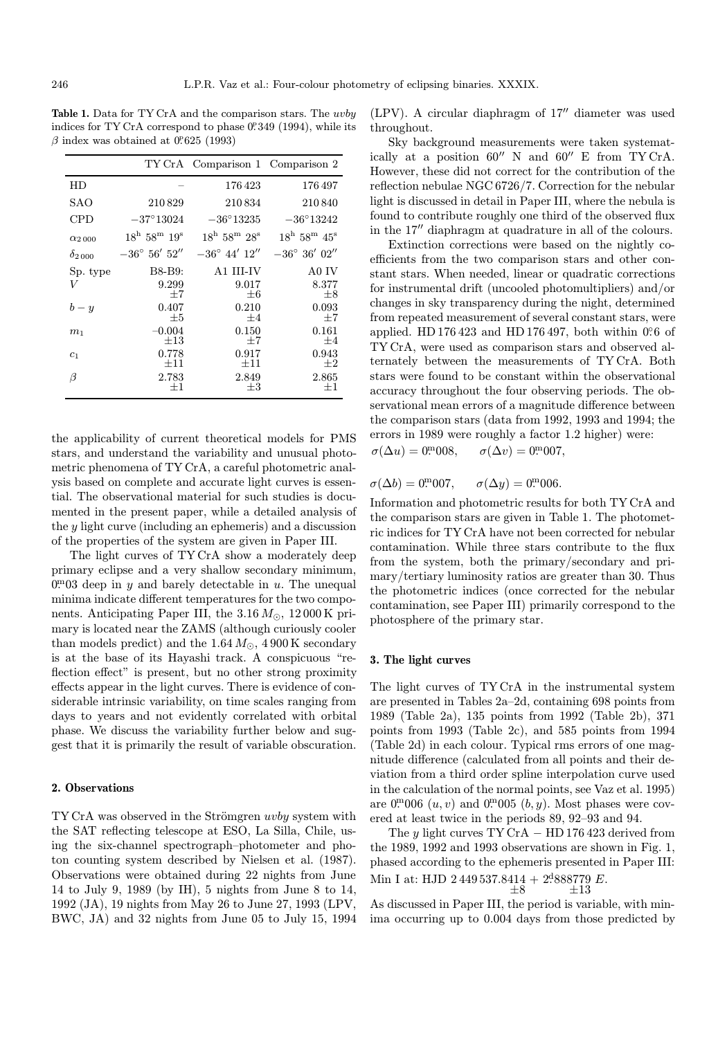**Table 1.** Data for TY CrA and the comparison stars. The *uvby* indices for TY CrA correspond to phase $0\overset{\mathrm{p}}{.}349$ (1994), while its $\beta$ index was obtained at $0\overset{\mathrm{p}}{.}625$ (1993)

| | TY CrA | Comparison 1 | Comparison 2 |
|---|---|---|---|
| HD | – | 176 423 | 176 497 |
| SAO | 210 829 | 210 834 | 210 840 |
| CPD | $-37°13024$ | $-36°13235$ | $-36°13242$ |
| $\alpha_{2000}$ | $18^{\mathrm{h}}\ 58^{\mathrm{m}}\ 19^{\mathrm{s}}$ | $18^{\mathrm{h}}\ 58^{\mathrm{m}}\ 28^{\mathrm{s}}$ | $18^{\mathrm{h}}\ 58^{\mathrm{m}}\ 45^{\mathrm{s}}$ |
| $\delta_{2000}$ | $-36°\ 56'\ 52''$ | $-36°\ 44'\ 12''$ | $-36°\ 36'\ 02''$ |
| Sp. type | B8-B9: | A1 III-IV | A0 IV |
| $V$ | 9.299 $\pm 7$ | 9.017 $\pm 6$ | 8.377 $\pm 8$ |
| $b-y$ | 0.407 $\pm 5$ | 0.210 $\pm 4$ | 0.093 $\pm 7$ |
| $m_1$ | $-0.004$ $\pm 13$ | 0.150 $\pm 7$ | 0.161 $\pm 4$ |
| $c_1$ | 0.778 $\pm 11$ | 0.917 $\pm 11$ | 0.943 $\pm 2$ |
| $\beta$ | 2.783 $\pm 1$ | 2.849 $\pm 3$ | 2.865 $\pm 1$ |

the applicability of current theoretical models for PMS stars, and understand the variability and unusual photometric phenomena of TY CrA, a careful photometric analysis based on complete and accurate light curves is essential. The observational material for such studies is documented in the present paper, while a detailed analysis of the $y$ light curve (including an ephemeris) and a discussion of the properties of the system are given in Paper III.

The light curves of TY CrA show a moderately deep primary eclipse and a very shallow secondary minimum, $0\overset{\mathrm{m}}{.}03$ deep in $y$ and barely detectable in $u$. The unequal minima indicate different temperatures for the two components. Anticipating Paper III, the $3.16\,M_{\odot}$, 12 000 K primary is located near the ZAMS (although curiously cooler than models predict) and the $1.64\,M_{\odot}$, 4 900 K secondary is at the base of its Hayashi track. A conspicuous "reflection effect" is present, but no other strong proximity effects appear in the light curves. There is evidence of considerable intrinsic variability, on time scales ranging from days to years and not evidently correlated with orbital phase. We discuss the variability further below and suggest that it is primarily the result of variable obscuration.

## 2. Observations

TY CrA was observed in the Strömgren *uvby* system with the SAT reflecting telescope at ESO, La Silla, Chile, using the six-channel spectrograph–photometer and photon counting system described by Nielsen et al. (1987). Observations were obtained during 22 nights from June 14 to July 9, 1989 (by IH), 5 nights from June 8 to 14, 1992 (JA), 19 nights from May 26 to June 27, 1993 (LPV, BWC, JA) and 32 nights from June 05 to July 15, 1994 (LPV). A circular diaphragm of $17''$ diameter was used throughout.

Sky background measurements were taken systematically at a position $60''$ N and $60''$ E from TY CrA. However, these did not correct for the contribution of the reflection nebulae NGC 6726/7. Correction for the nebular light is discussed in detail in Paper III, where the nebula is found to contribute roughly one third of the observed flux in the $17''$ diaphragm at quadrature in all of the colours.

Extinction corrections were based on the nightly coefficients from the two comparison stars and other constant stars. When needed, linear or quadratic corrections for instrumental drift (uncooled photomultipliers) and/or changes in sky transparency during the night, determined from repeated measurement of several constant stars, were applied. HD 176 423 and HD 176 497, both within $0\overset{\circ}{.}6$ of TY CrA, were used as comparison stars and observed alternately between the measurements of TY CrA. Both stars were found to be constant within the observational accuracy throughout the four observing periods. The observational mean errors of a magnitude difference between the comparison stars (data from 1992, 1993 and 1994; the errors in 1989 were roughly a factor 1.2 higher) were:

$\sigma(\Delta u) = 0\overset{\mathrm{m}}{.}008, \qquad \sigma(\Delta v) = 0\overset{\mathrm{m}}{.}007,$

$\sigma(\Delta b) = 0\overset{\mathrm{m}}{.}007, \qquad \sigma(\Delta y) = 0\overset{\mathrm{m}}{.}006.$

Information and photometric results for both TY CrA and the comparison stars are given in Table 1. The photometric indices for TY CrA have not been corrected for nebular contamination. While three stars contribute to the flux from the system, both the primary/secondary and primary/tertiary luminosity ratios are greater than 30. Thus the photometric indices (once corrected for the nebular contamination, see Paper III) primarily correspond to the photosphere of the primary star.

## 3. The light curves

The light curves of TY CrA in the instrumental system are presented in Tables 2a–2d, containing 698 points from 1989 (Table 2a), 135 points from 1992 (Table 2b), 371 points from 1993 (Table 2c), and 585 points from 1994 (Table 2d) in each colour. Typical rms errors of one magnitude difference (calculated from all points and their deviation from a third order spline interpolation curve used in the calculation of the normal points, see Vaz et al. 1995) are $0\overset{\mathrm{m}}{.}006$ $(u, v)$ and $0\overset{\mathrm{m}}{.}005$ $(b, y)$. Most phases were covered at least twice in the periods 89, 92–93 and 94.

The $y$ light curves TY CrA − HD 176 423 derived from the 1989, 1992 and 1993 observations are shown in Fig. 1, phased according to the ephemeris presented in Paper III:

Min I at: HJD $2\,449\,537.8414 \underset{\pm 8}{} + 2\overset{\mathrm{d}}{.}888779 \underset{\pm 13}{} E.$

As discussed in Paper III, the period is variable, with minima occurring up to 0.004 days from those predicted by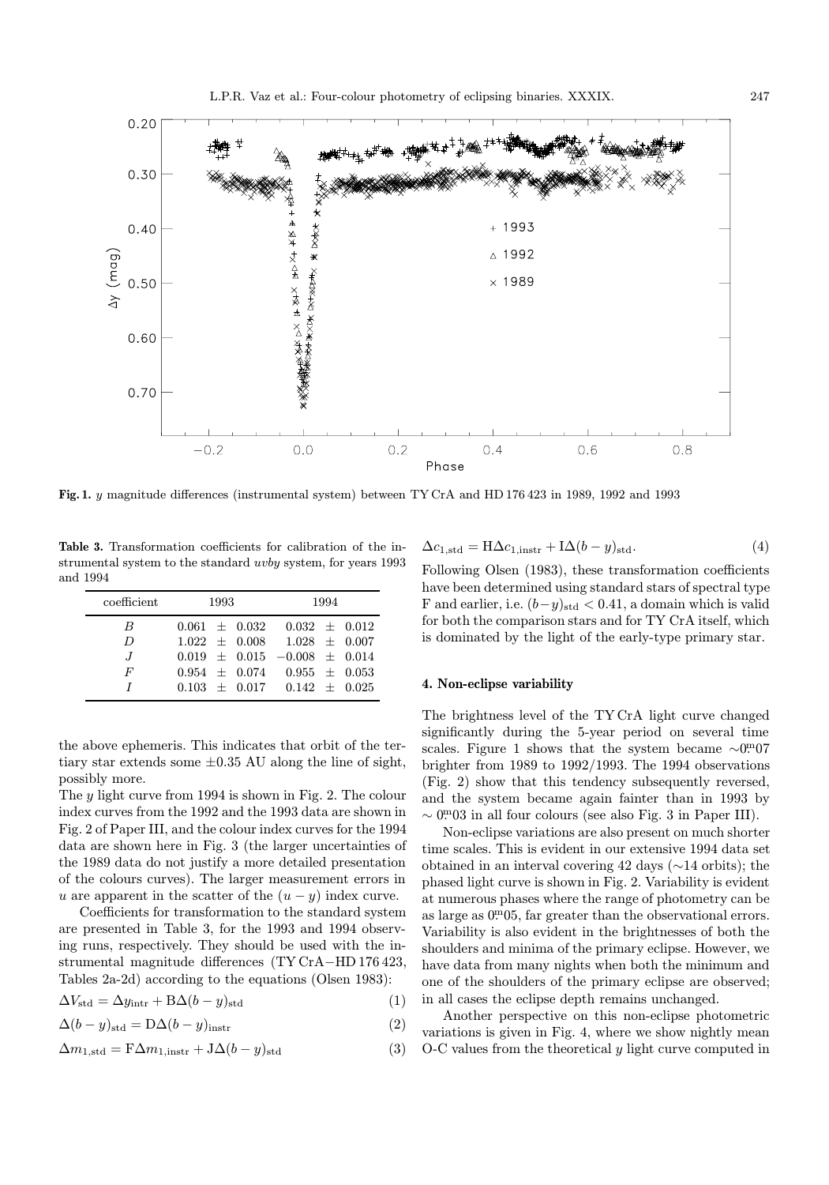Fig. 1. $y$ magnitude differences (instrumental system) between TY CrA and HD 176 423 in 1989, 1992 and 1993

**Table 3.** Transformation coefficients for calibration of the instrumental system to the standard *uvby* system, for years 1993 and 1994

| coefficient | 1993 | 1994 |
|---|---|---|
| $B$ | $0.061 \pm 0.032$ | $0.032 \pm 0.012$ |
| $D$ | $1.022 \pm 0.008$ | $1.028 \pm 0.007$ |
| $J$ | $0.019 \pm 0.015$ | $-0.008 \pm 0.014$ |
| $F$ | $0.954 \pm 0.074$ | $0.955 \pm 0.053$ |
| $I$ | $0.103 \pm 0.017$ | $0.142 \pm 0.025$ |

the above ephemeris. This indicates that orbit of the tertiary star extends some $\pm 0.35$ AU along the line of sight, possibly more.

The $y$ light curve from 1994 is shown in Fig. 2. The colour index curves from the 1992 and the 1993 data are shown in Fig. 2 of Paper III, and the colour index curves for the 1994 data are shown here in Fig. 3 (the larger uncertainties of the 1989 data do not justify a more detailed presentation of the colours curves). The larger measurement errors in $u$ are apparent in the scatter of the $(u-y)$ index curve.

Coefficients for transformation to the standard system are presented in Table 3, for the 1993 and 1994 observing runs, respectively. They should be used with the instrumental magnitude differences (TY CrA−HD 176 423, Tables 2a-2d) according to the equations (Olsen 1983):

$$\Delta V_{\rm std} = \Delta y_{\rm intr} + {\rm B}\Delta(b-y)_{\rm std} \tag{1}$$

$$\Delta(b-y)_{\rm std} = {\rm D}\Delta(b-y)_{\rm instr} \tag{2}$$

$$\Delta m_{1,\rm std} = {\rm F}\Delta m_{1,\rm instr} + {\rm J}\Delta(b-y)_{\rm std} \tag{3}$$

$$\Delta c_{1,\rm std} = {\rm H}\Delta c_{1,\rm instr} + {\rm I}\Delta(b-y)_{\rm std}. \tag{4}$$

Following Olsen (1983), these transformation coefficients have been determined using standard stars of spectral type F and earlier, i.e. $(b-y)_{\rm std} < 0.41$, a domain which is valid for both the comparison stars and for TY CrA itself, which is dominated by the light of the early-type primary star.

## 4. Non-eclipse variability

The brightness level of the TY CrA light curve changed significantly during the 5-year period on several time scales. Figure 1 shows that the system became $\sim 0\overset{\rm m}{.}07$ brighter from 1989 to 1992/1993. The 1994 observations (Fig. 2) show that this tendency subsequently reversed, and the system became again fainter than in 1993 by $\sim 0\overset{\rm m}{.}03$ in all four colours (see also Fig. 3 in Paper III).

Non-eclipse variations are also present on much shorter time scales. This is evident in our extensive 1994 data set obtained in an interval covering 42 days ($\sim$14 orbits); the phased light curve is shown in Fig. 2. Variability is evident at numerous phases where the range of photometry can be as large as $0\overset{\rm m}{.}05$, far greater than the observational errors. Variability is also evident in the brightnesses of both the shoulders and minima of the primary eclipse. However, we have data from many nights when both the minimum and one of the shoulders of the primary eclipse are observed; in all cases the eclipse depth remains unchanged.

Another perspective on this non-eclipse photometric variations is given in Fig. 4, where we show nightly mean O-C values from the theoretical $y$ light curve computed in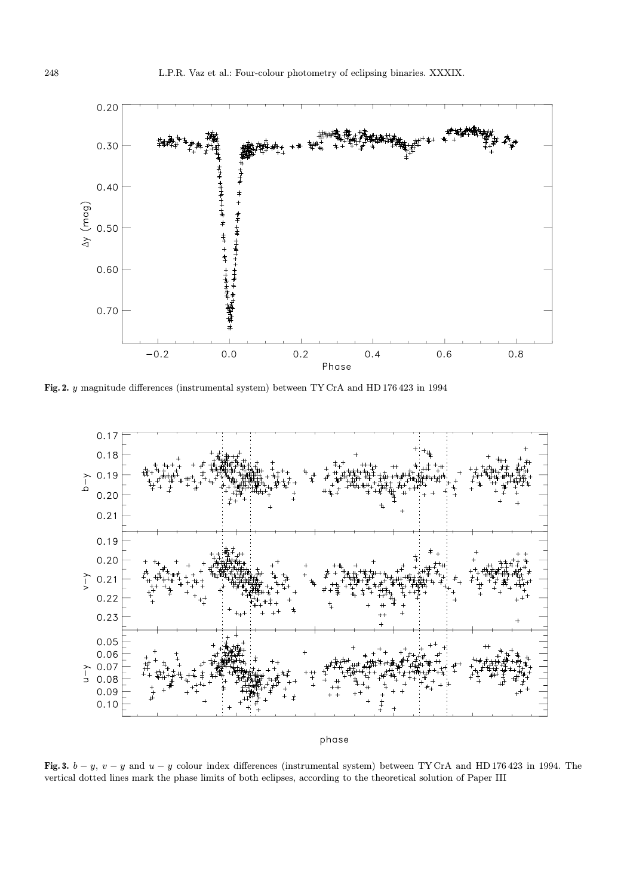**Fig. 2.** $y$ magnitude differences (instrumental system) between TY CrA and HD 176 423 in 1994

**Fig. 3.** $b-y$, $v-y$ and $u-y$ colour index differences (instrumental system) between TY CrA and HD 176 423 in 1994. The vertical dotted lines mark the phase limits of both eclipses, according to the theoretical solution of Paper III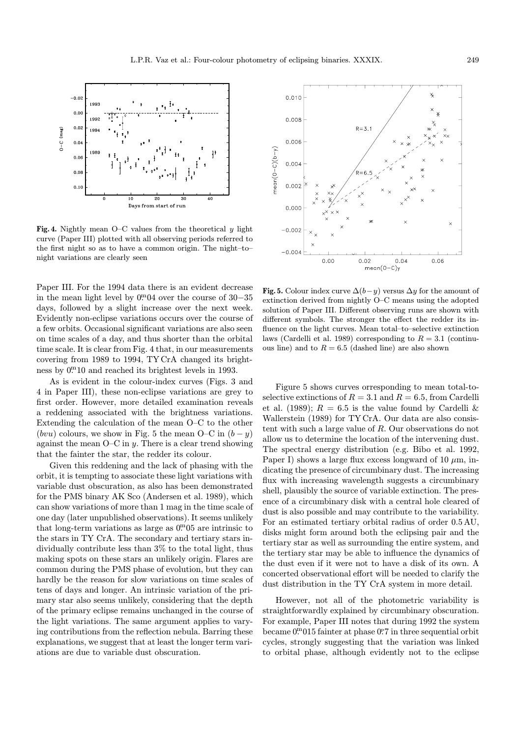**Fig. 4.** Nightly mean O–C values from the theoretical $y$ light curve (Paper III) plotted with all observing periods referred to the first night so as to have a common origin. The night–to–night variations are clearly seen

**Fig. 5.** Colour index curve $\Delta(b-y)$ versus $\Delta y$ for the amount of extinction derived from nightly O–C means using the adopted solution of Paper III. Different observing runs are shown with different symbols. The stronger the effect the redder its influence on the light curves. Mean total–to–selective extinction laws (Cardelli et al. 1989) corresponding to $R = 3.1$ (continuous line) and to $R = 6.5$ (dashed line) are also shown

Paper III. For the 1994 data there is an evident decrease in the mean light level by $0\overset{\mathrm{m}}{.}04$ over the course of 30−35 days, followed by a slight increase over the next week. Evidently non-eclipse variations occurs over the course of a few orbits. Occasional significant variations are also seen on time scales of a day, and thus shorter than the orbital time scale. It is clear from Fig. 4 that, in our measurements covering from 1989 to 1994, TY CrA changed its brightness by $0\overset{\mathrm{m}}{.}10$ and reached its brightest levels in 1993.

As is evident in the colour-index curves (Figs. 3 and 4 in Paper III), these non-eclipse variations are grey to first order. However, more detailed examination reveals a reddening associated with the brightness variations. Extending the calculation of the mean O–C to the other ($bvu$) colours, we show in Fig. 5 the mean O–C in $(b-y)$ against the mean O–C in $y$. There is a clear trend showing that the fainter the star, the redder its colour.

Given this reddening and the lack of phasing with the orbit, it is tempting to associate these light variations with variable dust obscuration, as also has been demonstrated for the PMS binary AK Sco (Andersen et al. 1989), which can show variations of more than 1 mag in the time scale of one day (later unpublished observations). It seems unlikely that long-term variations as large as $0\overset{\mathrm{m}}{.}05$ are intrinsic to the stars in TY CrA. The secondary and tertiary stars individually contribute less than 3% to the total light, thus making spots on these stars an unlikely origin. Flares are common during the PMS phase of evolution, but they can hardly be the reason for slow variations on time scales of tens of days and longer. An intrinsic variation of the primary star also seems unlikely, considering that the depth of the primary eclipse remains unchanged in the course of the light variations. The same argument applies to varying contributions from the reflection nebula. Barring these explanations, we suggest that at least the longer term variations are due to variable dust obscuration.

Figure 5 shows curves orresponding to mean total-to-selective extinctions of $R = 3.1$ and $R = 6.5$, from Cardelli et al. (1989); $R = 6.5$ is the value found by Cardelli & Wallerstein (1989) for TY CrA. Our data are also consistent with such a large value of $R$. Our observations do not allow us to determine the location of the intervening dust. The spectral energy distribution (e.g. Bibo et al. 1992, Paper I) shows a large flux excess longward of 10 $\mu$m, indicating the presence of circumbinary dust. The increasing flux with increasing wavelength suggests a circumbinary shell, plausibly the source of variable extinction. The presence of a circumbinary disk with a central hole cleared of dust is also possible and may contribute to the variability. For an estimated tertiary orbital radius of order 0.5 AU, disks might form around both the eclipsing pair and the tertiary star as well as surrounding the entire system, and the tertiary star may be able to influence the dynamics of the dust even if it were not to have a disk of its own. A concerted observational effort will be needed to clarify the dust distribution in the TY CrA system in more detail.

However, not all of the photometric variability is straightforwardly explained by circumbinary obscuration. For example, Paper III notes that during 1992 the system became $0\overset{\mathrm{m}}{.}015$ fainter at phase $0\overset{\mathrm{p}}{.}7$ in three sequential orbit cycles, strongly suggesting that the variation was linked to orbital phase, although evidently not to the eclipse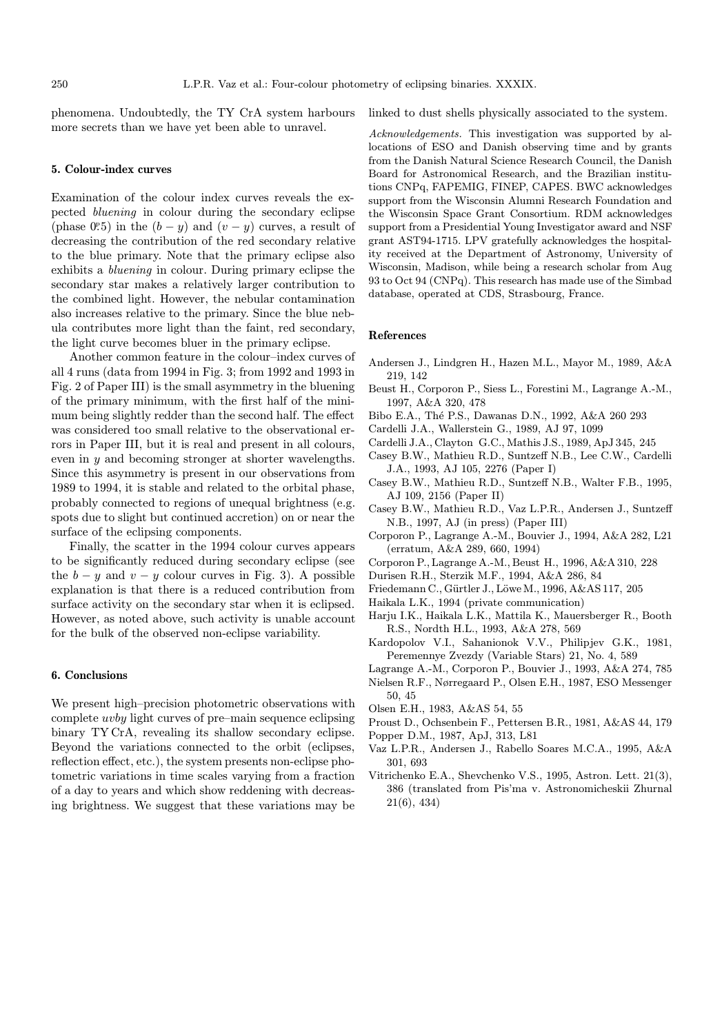phenomena. Undoubtedly, the TY CrA system harbours more secrets than we have yet been able to unravel.

### 5. Colour-index curves

Examination of the colour index curves reveals the expected *bluening* in colour during the secondary eclipse (phase $0\overset{\mathrm{p}}{.}5$) in the $(b-y)$ and $(v-y)$ curves, a result of decreasing the contribution of the red secondary relative to the blue primary. Note that the primary eclipse also exhibits a *bluening* in colour. During primary eclipse the secondary star makes a relatively larger contribution to the combined light. However, the nebular contamination also increases relative to the primary. Since the blue nebula contributes more light than the faint, red secondary, the light curve becomes bluer in the primary eclipse.

Another common feature in the colour–index curves of all 4 runs (data from 1994 in Fig. 3; from 1992 and 1993 in Fig. 2 of Paper III) is the small asymmetry in the bluening of the primary minimum, with the first half of the minimum being slightly redder than the second half. The effect was considered too small relative to the observational errors in Paper III, but it is real and present in all colours, even in $y$ and becoming stronger at shorter wavelengths. Since this asymmetry is present in our observations from 1989 to 1994, it is stable and related to the orbital phase, probably connected to regions of unequal brightness (e.g. spots due to slight but continued accretion) on or near the surface of the eclipsing components.

Finally, the scatter in the 1994 colour curves appears to be significantly reduced during secondary eclipse (see the $b-y$ and $v-y$ colour curves in Fig. 3). A possible explanation is that there is a reduced contribution from surface activity on the secondary star when it is eclipsed. However, as noted above, such activity is unable account for the bulk of the observed non-eclipse variability.

### 6. Conclusions

We present high–precision photometric observations with complete *uvby* light curves of pre–main sequence eclipsing binary TY CrA, revealing its shallow secondary eclipse. Beyond the variations connected to the orbit (eclipses, reflection effect, etc.), the system presents non-eclipse photometric variations in time scales varying from a fraction of a day to years and which show reddening with decreasing brightness. We suggest that these variations may be linked to dust shells physically associated to the system.

*Acknowledgements.* This investigation was supported by allocations of ESO and Danish observing time and by grants from the Danish Natural Science Research Council, the Danish Board for Astronomical Research, and the Brazilian institutions CNPq, FAPEMIG, FINEP, CAPES. BWC acknowledges support from the Wisconsin Alumni Research Foundation and the Wisconsin Space Grant Consortium. RDM acknowledges support from a Presidential Young Investigator award and NSF grant AST94-1715. LPV gratefully acknowledges the hospitality received at the Department of Astronomy, University of Wisconsin, Madison, while being a research scholar from Aug 93 to Oct 94 (CNPq). This research has made use of the Simbad database, operated at CDS, Strasbourg, France.

### References

Andersen J., Lindgren H., Hazen M.L., Mayor M., 1989, A&A 219, 142

Beust H., Corporon P., Siess L., Forestini M., Lagrange A.-M., 1997, A&A 320, 478

Bibo E.A., Thé P.S., Dawanas D.N., 1992, A&A 260 293

Cardelli J.A., Wallerstein G., 1989, AJ 97, 1099

Cardelli J.A., Clayton G.C., Mathis J.S., 1989, ApJ 345, 245

Casey B.W., Mathieu R.D., Suntzeff N.B., Lee C.W., Cardelli J.A., 1993, AJ 105, 2276 (Paper I)

Casey B.W., Mathieu R.D., Suntzeff N.B., Walter F.B., 1995, AJ 109, 2156 (Paper II)

Casey B.W., Mathieu R.D., Vaz L.P.R., Andersen J., Suntzeff N.B., 1997, AJ (in press) (Paper III)

Corporon P., Lagrange A.-M., Bouvier J., 1994, A&A 282, L21 (erratum, A&A 289, 660, 1994)

Corporon P., Lagrange A.-M., Beust H., 1996, A&A 310, 228

Durisen R.H., Sterzik M.F., 1994, A&A 286, 84

Friedemann C., Gürtler J., Löwe M., 1996, A&AS 117, 205

Haikala L.K., 1994 (private communication)

Harju I.K., Haikala L.K., Mattila K., Mauersberger R., Booth R.S., Nordth H.L., 1993, A&A 278, 569

Kardopolov V.I., Sahanionok V.V., Philipjev G.K., 1981, Peremennye Zvezdy (Variable Stars) 21, No. 4, 589

Lagrange A.-M., Corporon P., Bouvier J., 1993, A&A 274, 785

Nielsen R.F., Nørregaard P., Olsen E.H., 1987, ESO Messenger 50, 45

Olsen E.H., 1983, A&AS 54, 55

Proust D., Ochsenbein F., Pettersen B.R., 1981, A&AS 44, 179

Popper D.M., 1987, ApJ, 313, L81

Vaz L.P.R., Andersen J., Rabello Soares M.C.A., 1995, A&A 301, 693

Vitrichenko E.A., Shevchenko V.S., 1995, Astron. Lett. 21(3), 386 (translated from Pis'ma v. Astronomicheskii Zhurnal 21(6), 434)